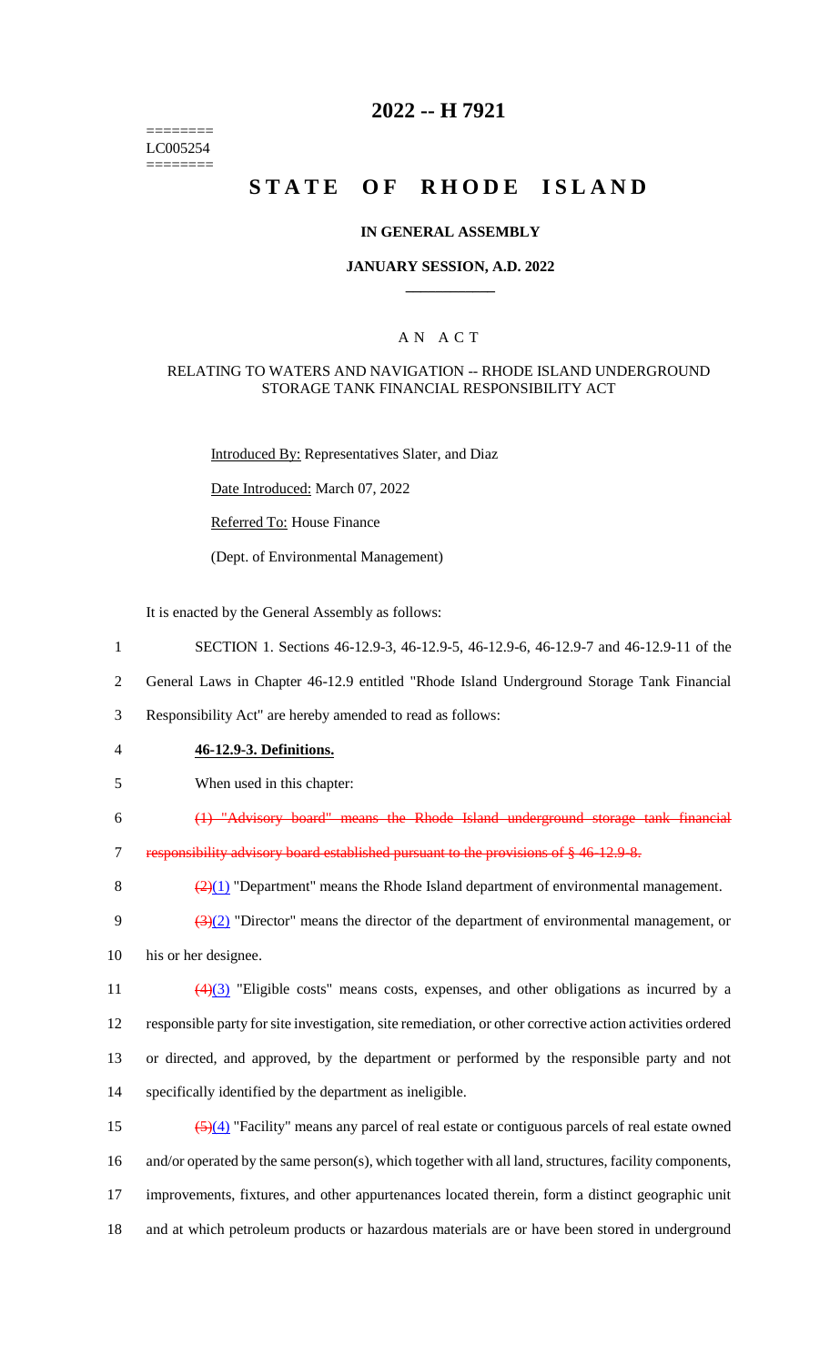========
LC005254
========

# 2022 -- H 7921

# STATE OF RHODE ISLAND

**IN GENERAL ASSEMBLY**

**JANUARY SESSION, A.D. 2022**

AN ACT

RELATING TO WATERS AND NAVIGATION -- RHODE ISLAND UNDERGROUND STORAGE TANK FINANCIAL RESPONSIBILITY ACT

Introduced By: Representatives Slater, and Diaz

Date Introduced: March 07, 2022

Referred To: House Finance

(Dept. of Environmental Management)

It is enacted by the General Assembly as follows:

1 SECTION 1. Sections 46-12.9-3, 46-12.9-5, 46-12.9-6, 46-12.9-7 and 46-12.9-11 of the
2 General Laws in Chapter 46-12.9 entitled "Rhode Island Underground Storage Tank Financial
3 Responsibility Act" are hereby amended to read as follows:

4 **46-12.9-3. Definitions.**

5 When used in this chapter:

6 ~~(1) "Advisory board" means the Rhode Island underground storage tank financial~~
7 ~~responsibility advisory board established pursuant to the provisions of § 46-12.9-8.~~

8 ~~(2)~~(1) "Department" means the Rhode Island department of environmental management.

9 ~~(3)~~(2) "Director" means the director of the department of environmental management, or
10 his or her designee.

11 ~~(4)~~(3) "Eligible costs" means costs, expenses, and other obligations as incurred by a
12 responsible party for site investigation, site remediation, or other corrective action activities ordered
13 or directed, and approved, by the department or performed by the responsible party and not
14 specifically identified by the department as ineligible.

15 ~~(5)~~(4) "Facility" means any parcel of real estate or contiguous parcels of real estate owned
16 and/or operated by the same person(s), which together with all land, structures, facility components,
17 improvements, fixtures, and other appurtenances located therein, form a distinct geographic unit
18 and at which petroleum products or hazardous materials are or have been stored in underground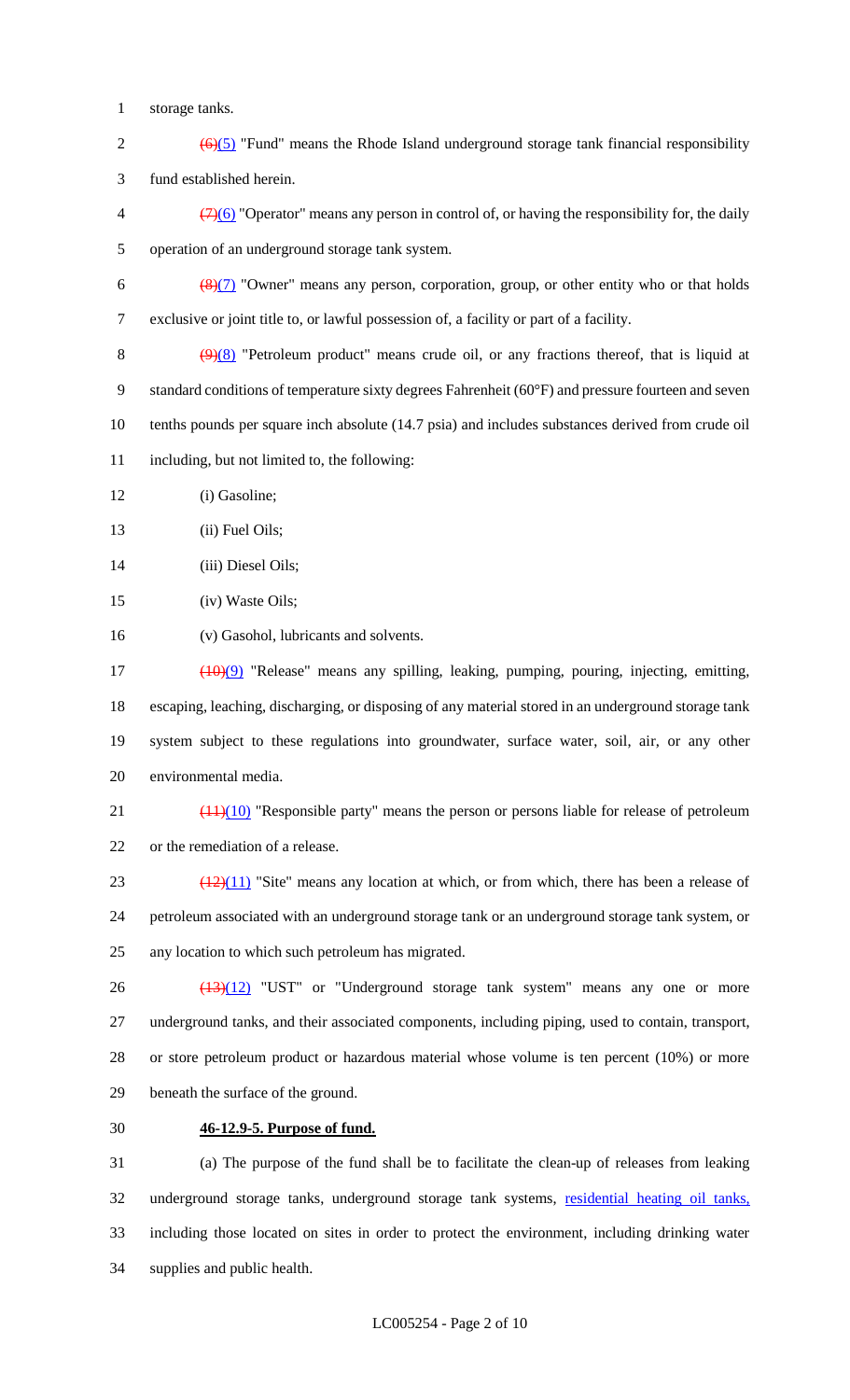storage tanks.

~~(6)~~(5) "Fund" means the Rhode Island underground storage tank financial responsibility fund established herein.

~~(7)~~(6) "Operator" means any person in control of, or having the responsibility for, the daily operation of an underground storage tank system.

~~(8)~~(7) "Owner" means any person, corporation, group, or other entity who or that holds exclusive or joint title to, or lawful possession of, a facility or part of a facility.

~~(9)~~(8) "Petroleum product" means crude oil, or any fractions thereof, that is liquid at standard conditions of temperature sixty degrees Fahrenheit (60°F) and pressure fourteen and seven tenths pounds per square inch absolute (14.7 psia) and includes substances derived from crude oil including, but not limited to, the following:

(i) Gasoline;

(ii) Fuel Oils;

(iii) Diesel Oils;

(iv) Waste Oils;

(v) Gasohol, lubricants and solvents.

~~(10)~~(9) "Release" means any spilling, leaking, pumping, pouring, injecting, emitting, escaping, leaching, discharging, or disposing of any material stored in an underground storage tank system subject to these regulations into groundwater, surface water, soil, air, or any other environmental media.

~~(11)~~(10) "Responsible party" means the person or persons liable for release of petroleum or the remediation of a release.

~~(12)~~(11) "Site" means any location at which, or from which, there has been a release of petroleum associated with an underground storage tank or an underground storage tank system, or any location to which such petroleum has migrated.

~~(13)~~(12) "UST" or "Underground storage tank system" means any one or more underground tanks, and their associated components, including piping, used to contain, transport, or store petroleum product or hazardous material whose volume is ten percent (10%) or more beneath the surface of the ground.

**46-12.9-5. Purpose of fund.**

(a) The purpose of the fund shall be to facilitate the clean-up of releases from leaking underground storage tanks, underground storage tank systems, <u>residential heating oil tanks,</u> including those located on sites in order to protect the environment, including drinking water supplies and public health.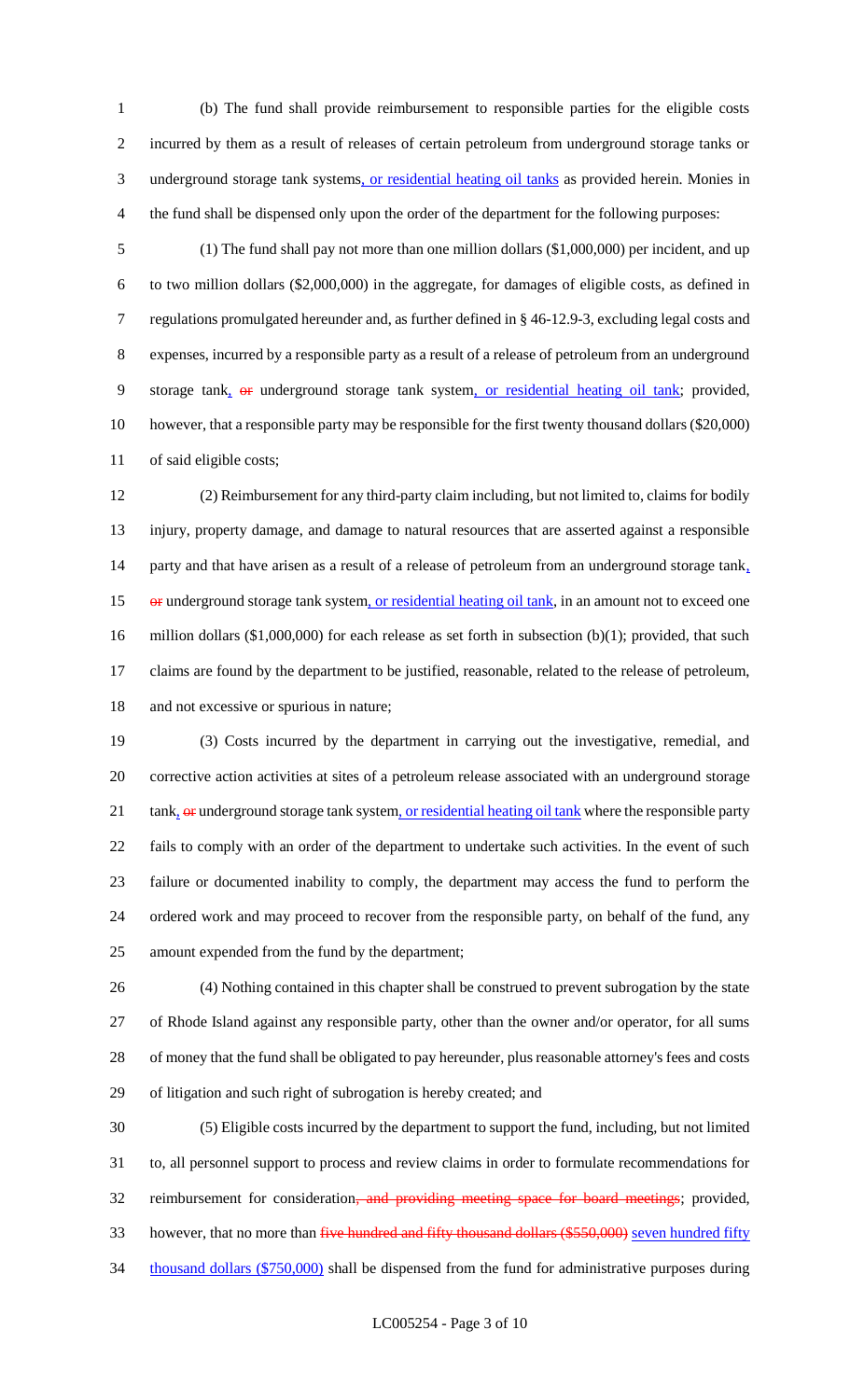(b) The fund shall provide reimbursement to responsible parties for the eligible costs incurred by them as a result of releases of certain petroleum from underground storage tanks or underground storage tank systems, or residential heating oil tanks as provided herein. Monies in the fund shall be dispensed only upon the order of the department for the following purposes:

(1) The fund shall pay not more than one million dollars ($1,000,000) per incident, and up to two million dollars ($2,000,000) in the aggregate, for damages of eligible costs, as defined in regulations promulgated hereunder and, as further defined in § 46-12.9-3, excluding legal costs and expenses, incurred by a responsible party as a result of a release of petroleum from an underground storage tank, ~~or~~ underground storage tank system, or residential heating oil tank; provided, however, that a responsible party may be responsible for the first twenty thousand dollars ($20,000) of said eligible costs;

(2) Reimbursement for any third-party claim including, but not limited to, claims for bodily injury, property damage, and damage to natural resources that are asserted against a responsible party and that have arisen as a result of a release of petroleum from an underground storage tank, ~~or~~ underground storage tank system, or residential heating oil tank, in an amount not to exceed one million dollars ($1,000,000) for each release as set forth in subsection (b)(1); provided, that such claims are found by the department to be justified, reasonable, related to the release of petroleum, and not excessive or spurious in nature;

(3) Costs incurred by the department in carrying out the investigative, remedial, and corrective action activities at sites of a petroleum release associated with an underground storage tank, ~~or~~ underground storage tank system, or residential heating oil tank where the responsible party fails to comply with an order of the department to undertake such activities. In the event of such failure or documented inability to comply, the department may access the fund to perform the ordered work and may proceed to recover from the responsible party, on behalf of the fund, any amount expended from the fund by the department;

(4) Nothing contained in this chapter shall be construed to prevent subrogation by the state of Rhode Island against any responsible party, other than the owner and/or operator, for all sums of money that the fund shall be obligated to pay hereunder, plus reasonable attorney's fees and costs of litigation and such right of subrogation is hereby created; and

(5) Eligible costs incurred by the department to support the fund, including, but not limited to, all personnel support to process and review claims in order to formulate recommendations for reimbursement for consideration~~, and providing meeting space for board meetings~~; provided, however, that no more than ~~five hundred and fifty thousand dollars ($550,000)~~ seven hundred fifty thousand dollars ($750,000) shall be dispensed from the fund for administrative purposes during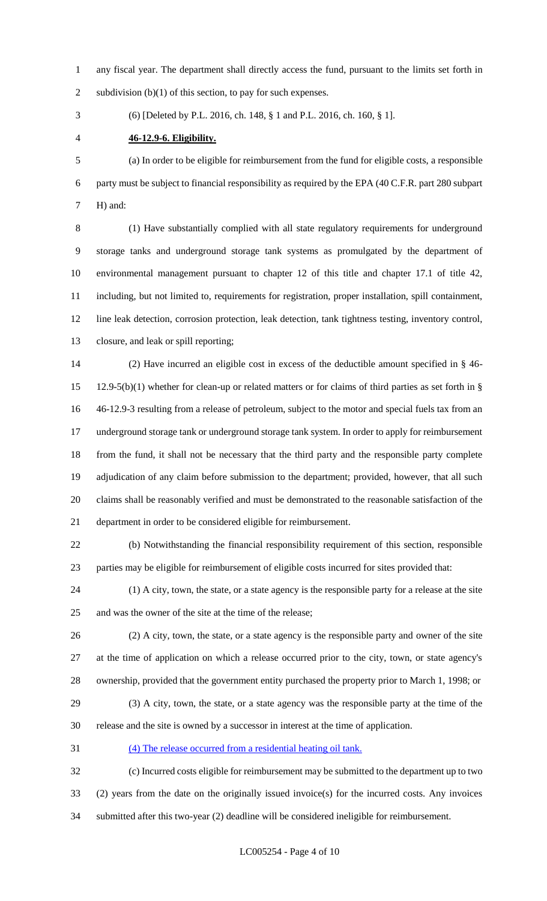any fiscal year. The department shall directly access the fund, pursuant to the limits set forth in subdivision (b)(1) of this section, to pay for such expenses.

(6) [Deleted by P.L. 2016, ch. 148, § 1 and P.L. 2016, ch. 160, § 1].

**46-12.9-6. Eligibility.**

(a) In order to be eligible for reimbursement from the fund for eligible costs, a responsible party must be subject to financial responsibility as required by the EPA (40 C.F.R. part 280 subpart H) and:

(1) Have substantially complied with all state regulatory requirements for underground storage tanks and underground storage tank systems as promulgated by the department of environmental management pursuant to chapter 12 of this title and chapter 17.1 of title 42, including, but not limited to, requirements for registration, proper installation, spill containment, line leak detection, corrosion protection, leak detection, tank tightness testing, inventory control, closure, and leak or spill reporting;

(2) Have incurred an eligible cost in excess of the deductible amount specified in § 46-12.9-5(b)(1) whether for clean-up or related matters or for claims of third parties as set forth in § 46-12.9-3 resulting from a release of petroleum, subject to the motor and special fuels tax from an underground storage tank or underground storage tank system. In order to apply for reimbursement from the fund, it shall not be necessary that the third party and the responsible party complete adjudication of any claim before submission to the department; provided, however, that all such claims shall be reasonably verified and must be demonstrated to the reasonable satisfaction of the department in order to be considered eligible for reimbursement.

(b) Notwithstanding the financial responsibility requirement of this section, responsible parties may be eligible for reimbursement of eligible costs incurred for sites provided that:

(1) A city, town, the state, or a state agency is the responsible party for a release at the site and was the owner of the site at the time of the release;

(2) A city, town, the state, or a state agency is the responsible party and owner of the site at the time of application on which a release occurred prior to the city, town, or state agency's ownership, provided that the government entity purchased the property prior to March 1, 1998; or

(3) A city, town, the state, or a state agency was the responsible party at the time of the release and the site is owned by a successor in interest at the time of application.

(4) The release occurred from a residential heating oil tank.

(c) Incurred costs eligible for reimbursement may be submitted to the department up to two (2) years from the date on the originally issued invoice(s) for the incurred costs. Any invoices submitted after this two-year (2) deadline will be considered ineligible for reimbursement.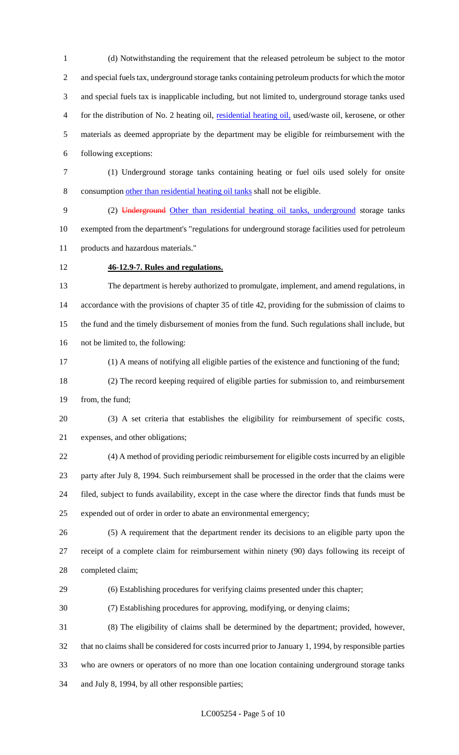(d) Notwithstanding the requirement that the released petroleum be subject to the motor and special fuels tax, underground storage tanks containing petroleum products for which the motor and special fuels tax is inapplicable including, but not limited to, underground storage tanks used for the distribution of No. 2 heating oil, <u>residential heating oil,</u> used/waste oil, kerosene, or other materials as deemed appropriate by the department may be eligible for reimbursement with the following exceptions:

(1) Underground storage tanks containing heating or fuel oils used solely for onsite consumption <u>other than residential heating oil tanks</u> shall not be eligible.

(2) ~~Underground~~ <u>Other than residential heating oil tanks, underground</u> storage tanks exempted from the department's "regulations for underground storage facilities used for petroleum products and hazardous materials."

**46-12.9-7. Rules and regulations.**

The department is hereby authorized to promulgate, implement, and amend regulations, in accordance with the provisions of chapter 35 of title 42, providing for the submission of claims to the fund and the timely disbursement of monies from the fund. Such regulations shall include, but not be limited to, the following:

(1) A means of notifying all eligible parties of the existence and functioning of the fund;

(2) The record keeping required of eligible parties for submission to, and reimbursement from, the fund;

(3) A set criteria that establishes the eligibility for reimbursement of specific costs, expenses, and other obligations;

(4) A method of providing periodic reimbursement for eligible costs incurred by an eligible party after July 8, 1994. Such reimbursement shall be processed in the order that the claims were filed, subject to funds availability, except in the case where the director finds that funds must be expended out of order in order to abate an environmental emergency;

(5) A requirement that the department render its decisions to an eligible party upon the receipt of a complete claim for reimbursement within ninety (90) days following its receipt of completed claim;

(6) Establishing procedures for verifying claims presented under this chapter;

(7) Establishing procedures for approving, modifying, or denying claims;

(8) The eligibility of claims shall be determined by the department; provided, however, that no claims shall be considered for costs incurred prior to January 1, 1994, by responsible parties who are owners or operators of no more than one location containing underground storage tanks and July 8, 1994, by all other responsible parties;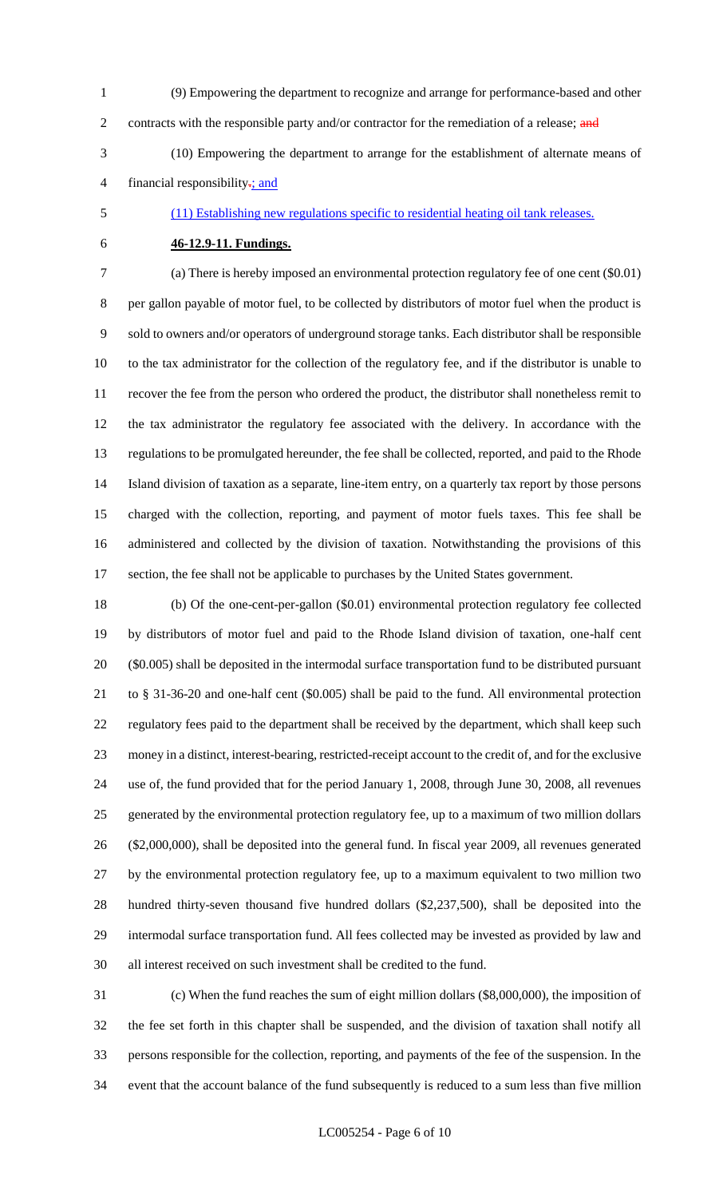(9) Empowering the department to recognize and arrange for performance-based and other contracts with the responsible party and/or contractor for the remediation of a release; ~~and~~

(10) Empowering the department to arrange for the establishment of alternate means of financial responsibility~~.~~; and

(11) Establishing new regulations specific to residential heating oil tank releases.

**46-12.9-11. Fundings.**

(a) There is hereby imposed an environmental protection regulatory fee of one cent ($0.01) per gallon payable of motor fuel, to be collected by distributors of motor fuel when the product is sold to owners and/or operators of underground storage tanks. Each distributor shall be responsible to the tax administrator for the collection of the regulatory fee, and if the distributor is unable to recover the fee from the person who ordered the product, the distributor shall nonetheless remit to the tax administrator the regulatory fee associated with the delivery. In accordance with the regulations to be promulgated hereunder, the fee shall be collected, reported, and paid to the Rhode Island division of taxation as a separate, line-item entry, on a quarterly tax report by those persons charged with the collection, reporting, and payment of motor fuels taxes. This fee shall be administered and collected by the division of taxation. Notwithstanding the provisions of this section, the fee shall not be applicable to purchases by the United States government.

(b) Of the one-cent-per-gallon ($0.01) environmental protection regulatory fee collected by distributors of motor fuel and paid to the Rhode Island division of taxation, one-half cent ($0.005) shall be deposited in the intermodal surface transportation fund to be distributed pursuant to § 31-36-20 and one-half cent ($0.005) shall be paid to the fund. All environmental protection regulatory fees paid to the department shall be received by the department, which shall keep such money in a distinct, interest-bearing, restricted-receipt account to the credit of, and for the exclusive use of, the fund provided that for the period January 1, 2008, through June 30, 2008, all revenues generated by the environmental protection regulatory fee, up to a maximum of two million dollars ($2,000,000), shall be deposited into the general fund. In fiscal year 2009, all revenues generated by the environmental protection regulatory fee, up to a maximum equivalent to two million two hundred thirty-seven thousand five hundred dollars ($2,237,500), shall be deposited into the intermodal surface transportation fund. All fees collected may be invested as provided by law and all interest received on such investment shall be credited to the fund.

(c) When the fund reaches the sum of eight million dollars ($8,000,000), the imposition of the fee set forth in this chapter shall be suspended, and the division of taxation shall notify all persons responsible for the collection, reporting, and payments of the fee of the suspension. In the event that the account balance of the fund subsequently is reduced to a sum less than five million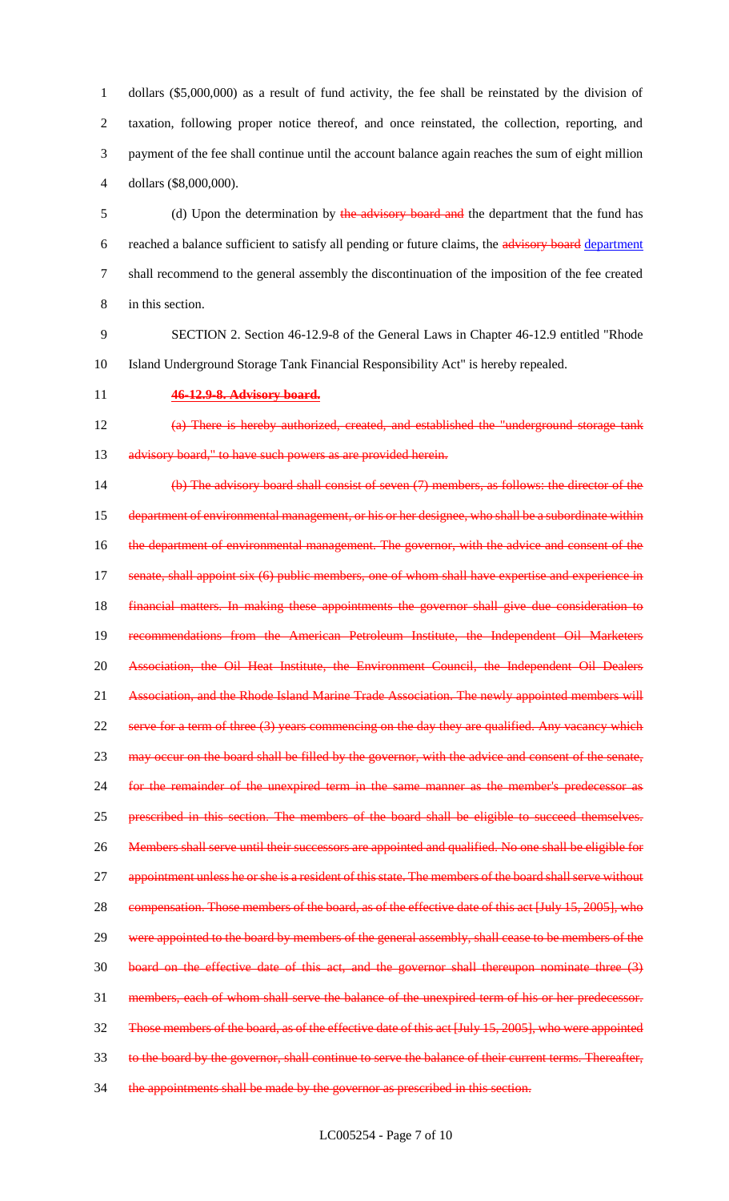dollars ($5,000,000) as a result of fund activity, the fee shall be reinstated by the division of taxation, following proper notice thereof, and once reinstated, the collection, reporting, and payment of the fee shall continue until the account balance again reaches the sum of eight million dollars ($8,000,000).

(d) Upon the determination by ~~the advisory board and~~ the department that the fund has reached a balance sufficient to satisfy all pending or future claims, the ~~advisory board~~ department shall recommend to the general assembly the discontinuation of the imposition of the fee created in this section.

SECTION 2. Section 46-12.9-8 of the General Laws in Chapter 46-12.9 entitled "Rhode Island Underground Storage Tank Financial Responsibility Act" is hereby repealed.

~~**46-12.9-8. Advisory board.**~~

~~(a) There is hereby authorized, created, and established the "underground storage tank advisory board," to have such powers as are provided herein.~~

~~(b) The advisory board shall consist of seven (7) members, as follows: the director of the department of environmental management, or his or her designee, who shall be a subordinate within the department of environmental management. The governor, with the advice and consent of the senate, shall appoint six (6) public members, one of whom shall have expertise and experience in financial matters. In making these appointments the governor shall give due consideration to recommendations from the American Petroleum Institute, the Independent Oil Marketers Association, the Oil Heat Institute, the Environment Council, the Independent Oil Dealers Association, and the Rhode Island Marine Trade Association. The newly appointed members will serve for a term of three (3) years commencing on the day they are qualified. Any vacancy which may occur on the board shall be filled by the governor, with the advice and consent of the senate, for the remainder of the unexpired term in the same manner as the member's predecessor as prescribed in this section. The members of the board shall be eligible to succeed themselves. Members shall serve until their successors are appointed and qualified. No one shall be eligible for appointment unless he or she is a resident of this state. The members of the board shall serve without compensation. Those members of the board, as of the effective date of this act [July 15, 2005], who were appointed to the board by members of the general assembly, shall cease to be members of the board on the effective date of this act, and the governor shall thereupon nominate three (3) members, each of whom shall serve the balance of the unexpired term of his or her predecessor. Those members of the board, as of the effective date of this act [July 15, 2005], who were appointed to the board by the governor, shall continue to serve the balance of their current terms. Thereafter, the appointments shall be made by the governor as prescribed in this section.~~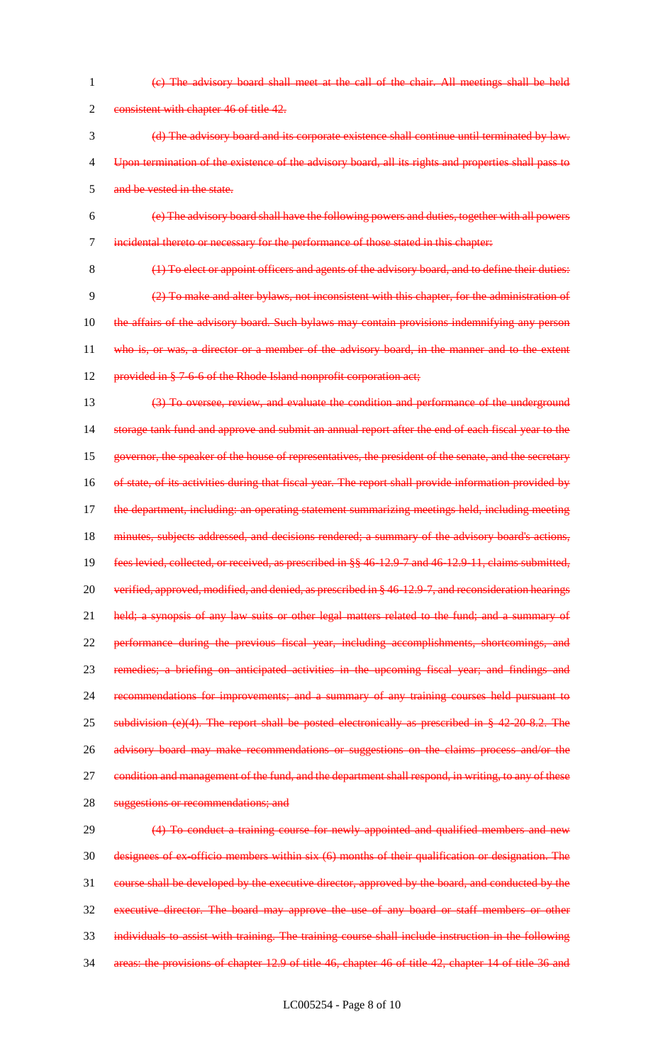(c) The advisory board shall meet at the call of the chair. All meetings shall be held consistent with chapter 46 of title 42.

(d) The advisory board and its corporate existence shall continue until terminated by law. Upon termination of the existence of the advisory board, all its rights and properties shall pass to and be vested in the state.

(e) The advisory board shall have the following powers and duties, together with all powers incidental thereto or necessary for the performance of those stated in this chapter:

(1) To elect or appoint officers and agents of the advisory board, and to define their duties;

(2) To make and alter bylaws, not inconsistent with this chapter, for the administration of the affairs of the advisory board. Such bylaws may contain provisions indemnifying any person who is, or was, a director or a member of the advisory board, in the manner and to the extent provided in § 7-6-6 of the Rhode Island nonprofit corporation act;

(3) To oversee, review, and evaluate the condition and performance of the underground storage tank fund and approve and submit an annual report after the end of each fiscal year to the governor, the speaker of the house of representatives, the president of the senate, and the secretary of state, of its activities during that fiscal year. The report shall provide information provided by the department, including: an operating statement summarizing meetings held, including meeting minutes, subjects addressed, and decisions rendered; a summary of the advisory board's actions, fees levied, collected, or received, as prescribed in §§ 46-12.9-7 and 46-12.9-11, claims submitted, verified, approved, modified, and denied, as prescribed in § 46-12.9-7, and reconsideration hearings held; a synopsis of any law suits or other legal matters related to the fund; and a summary of performance during the previous fiscal year, including accomplishments, shortcomings, and remedies; a briefing on anticipated activities in the upcoming fiscal year; and findings and recommendations for improvements; and a summary of any training courses held pursuant to subdivision (e)(4). The report shall be posted electronically as prescribed in § 42-20-8.2. The advisory board may make recommendations or suggestions on the claims process and/or the condition and management of the fund, and the department shall respond, in writing, to any of these suggestions or recommendations; and

(4) To conduct a training course for newly appointed and qualified members and new designees of ex-officio members within six (6) months of their qualification or designation. The course shall be developed by the executive director, approved by the board, and conducted by the executive director. The board may approve the use of any board or staff members or other individuals to assist with training. The training course shall include instruction in the following areas: the provisions of chapter 12.9 of title 46, chapter 46 of title 42, chapter 14 of title 36 and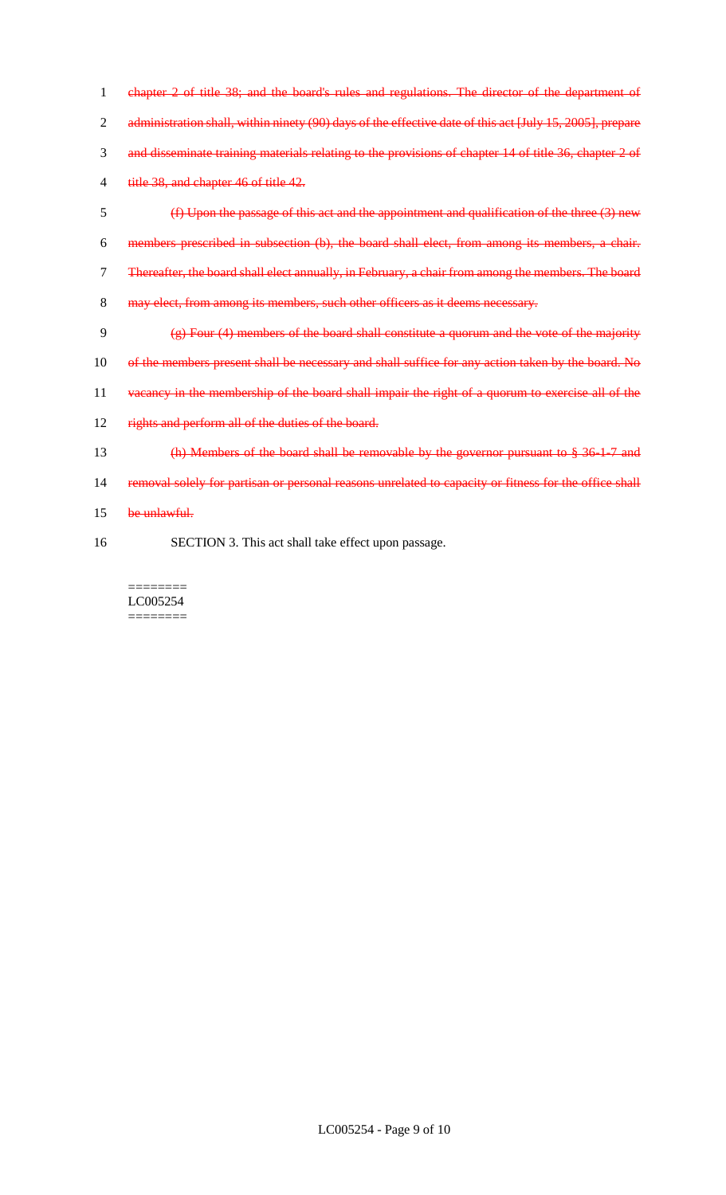~~chapter 2 of title 38; and the board's rules and regulations. The director of the department of administration shall, within ninety (90) days of the effective date of this act [July 15, 2005], prepare and disseminate training materials relating to the provisions of chapter 14 of title 36, chapter 2 of title 38, and chapter 46 of title 42.~~

~~(f) Upon the passage of this act and the appointment and qualification of the three (3) new members prescribed in subsection (b), the board shall elect, from among its members, a chair. Thereafter, the board shall elect annually, in February, a chair from among the members. The board may elect, from among its members, such other officers as it deems necessary.~~

~~(g) Four (4) members of the board shall constitute a quorum and the vote of the majority of the members present shall be necessary and shall suffice for any action taken by the board. No vacancy in the membership of the board shall impair the right of a quorum to exercise all of the rights and perform all of the duties of the board.~~

~~(h) Members of the board shall be removable by the governor pursuant to § 36-1-7 and removal solely for partisan or personal reasons unrelated to capacity or fitness for the office shall be unlawful.~~

SECTION 3. This act shall take effect upon passage.

========
LC005254
========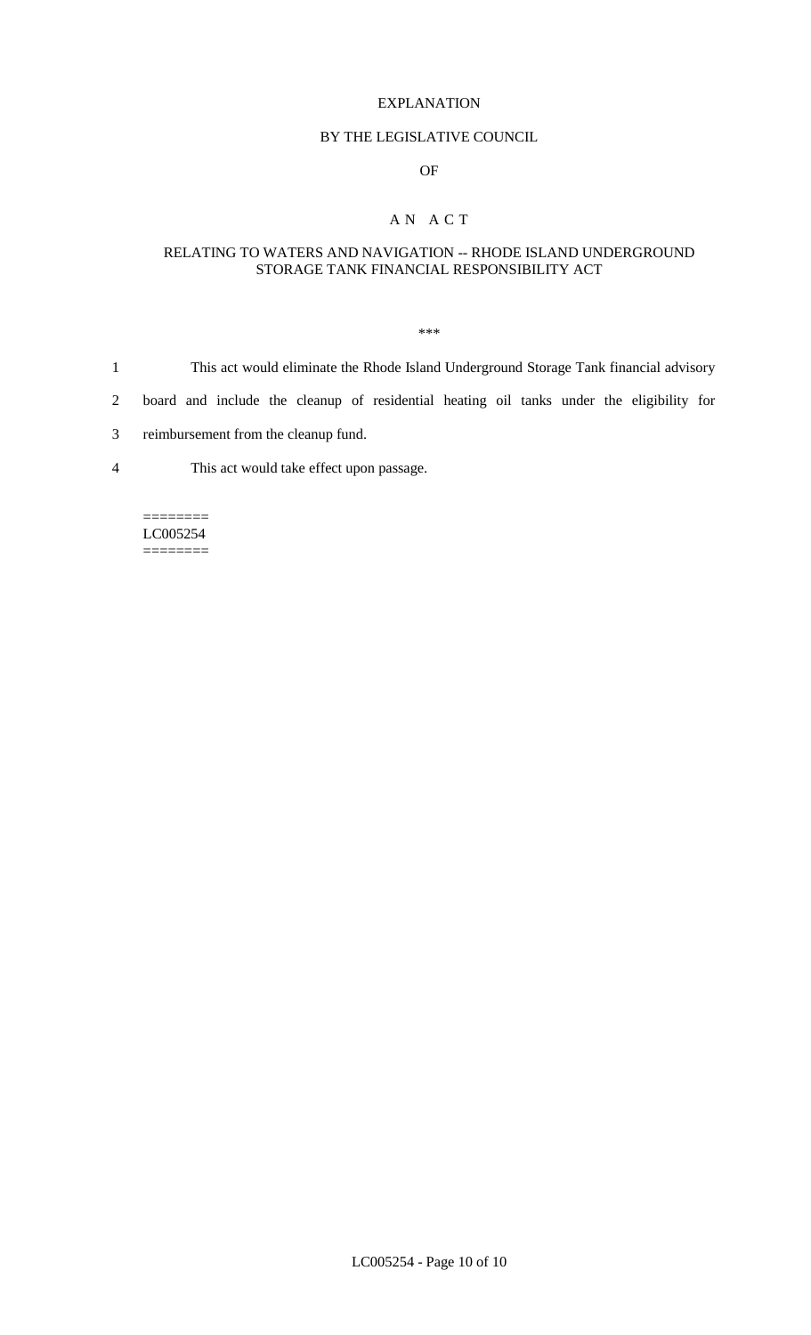EXPLANATION

BY THE LEGISLATIVE COUNCIL

OF

A N A C T

RELATING TO WATERS AND NAVIGATION -- RHODE ISLAND UNDERGROUND STORAGE TANK FINANCIAL RESPONSIBILITY ACT

\*\*\*

1 This act would eliminate the Rhode Island Underground Storage Tank financial advisory
2 board and include the cleanup of residential heating oil tanks under the eligibility for
3 reimbursement from the cleanup fund.
4 This act would take effect upon passage.

========
LC005254
========